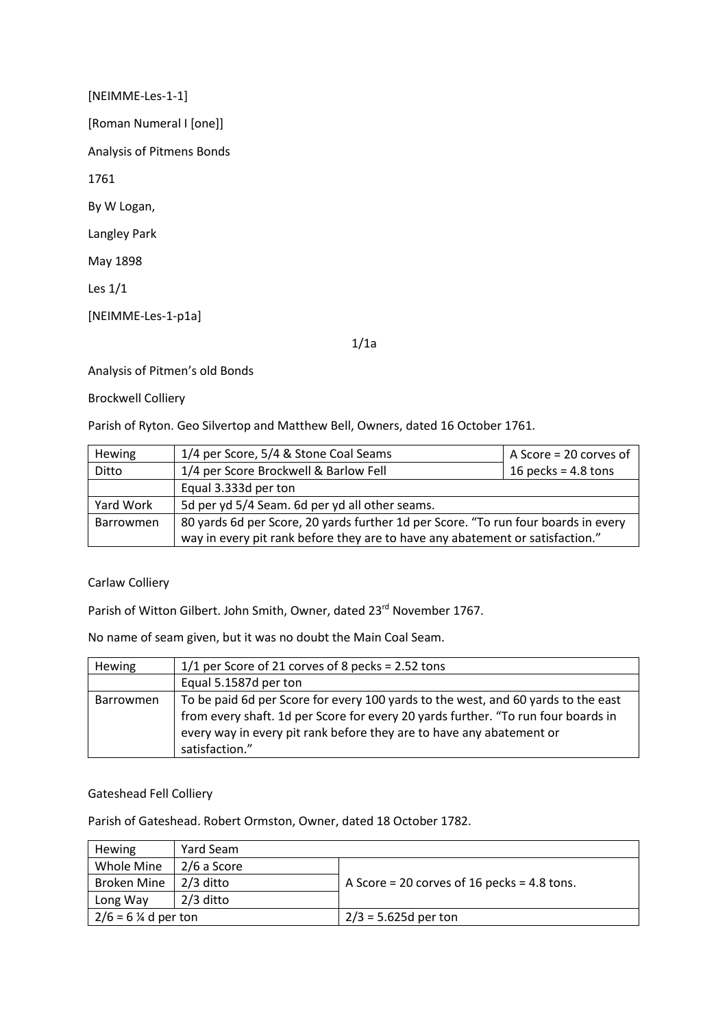[NEIMME-Les-1-1]

[Roman Numeral I [one]]

Analysis of Pitmens Bonds

1761

By W Logan,

Langley Park

May 1898

Les 1/1

[NEIMME-Les-1-p1a]

1/1a

Analysis of Pitmen's old Bonds

Brockwell Colliery

Parish of Ryton. Geo Silvertop and Matthew Bell, Owners, dated 16 October 1761.

| Hewing | 1/4 per Score, 5/4 & Stone Coal Seams | A Score = 20 corves of 16 pecks = 4.8 tons |
|---|---|---|
| Ditto | 1/4 per Score Brockwell & Barlow Fell | |
| | Equal 3.333d per ton | |
| Yard Work | 5d per yd 5/4 Seam. 6d per yd all other seams. | |
| Barrowmen | 80 yards 6d per Score, 20 yards further 1d per Score. "To run four boards in every way in every pit rank before they are to have any abatement or satisfaction." | |

Carlaw Colliery

Parish of Witton Gilbert. John Smith, Owner, dated 23rd November 1767.

No name of seam given, but it was no doubt the Main Coal Seam.

| Hewing | 1/1 per Score of 21 corves of 8 pecks = 2.52 tons |
|---|---|
| | Equal 5.1587d per ton |
| Barrowmen | To be paid 6d per Score for every 100 yards to the west, and 60 yards to the east from every shaft. 1d per Score for every 20 yards further. "To run four boards in every way in every pit rank before they are to have any abatement or satisfaction." |

Gateshead Fell Colliery

Parish of Gateshead. Robert Ormston, Owner, dated 18 October 1782.

| Hewing | Yard Seam | |
|---|---|---|
| Whole Mine | 2/6 a Score | A Score = 20 corves of 16 pecks = 4.8 tons. |
| Broken Mine | 2/3 ditto | |
| Long Way | 2/3 ditto | |
| 2/6 = 6 ¼ d per ton | | 2/3 = 5.625d per ton |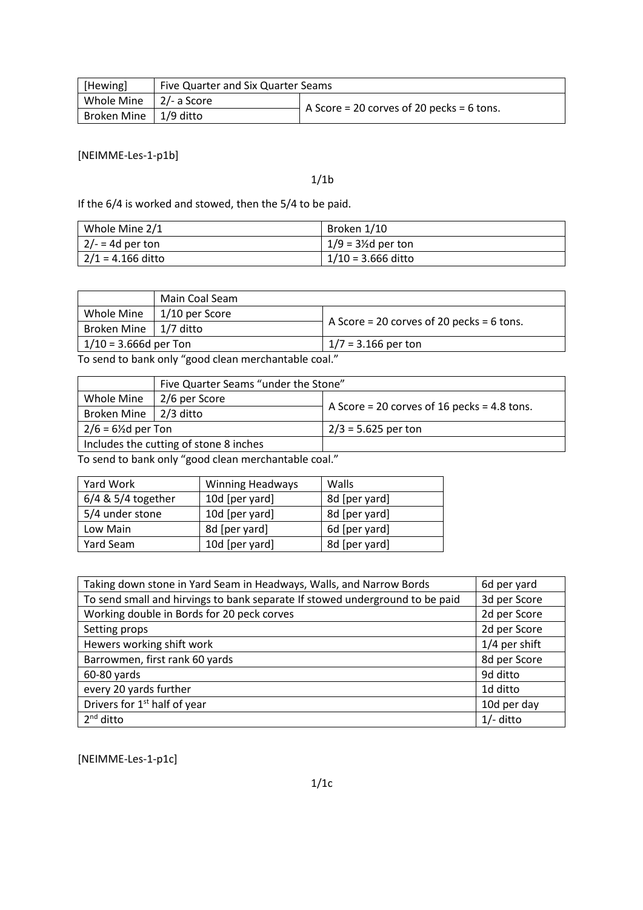| [Hewing] | Five Quarter and Six Quarter Seams | |
|---|---|---|
| Whole Mine | 2/- a Score | A Score = 20 corves of 20 pecks = 6 tons. |
| Broken Mine | 1/9 ditto | |

[NEIMME-Les-1-p1b]

1/1b

If the 6/4 is worked and stowed, then the 5/4 to be paid.

| Whole Mine 2/1 | Broken 1/10 |
|---|---|
| 2/- = 4d per ton | 1/9 = 3½d per ton |
| 2/1 = 4.166 ditto | 1/10 = 3.666 ditto |

| | Main Coal Seam | |
|---|---|---|
| Whole Mine | 1/10 per Score | A Score = 20 corves of 20 pecks = 6 tons. |
| Broken Mine | 1/7 ditto | |
| 1/10 = 3.666d per Ton | | 1/7 = 3.166 per ton |

To send to bank only "good clean merchantable coal."

| | Five Quarter Seams "under the Stone" | |
|---|---|---|
| Whole Mine | 2/6 per Score | A Score = 20 corves of 16 pecks = 4.8 tons. |
| Broken Mine | 2/3 ditto | |
| 2/6 = 6½d per Ton | | 2/3 = 5.625 per ton |
| Includes the cutting of stone 8 inches | | |

To send to bank only "good clean merchantable coal."

| Yard Work | Winning Headways | Walls |
|---|---|---|
| 6/4 & 5/4 together | 10d [per yard] | 8d [per yard] |
| 5/4 under stone | 10d [per yard] | 8d [per yard] |
| Low Main | 8d [per yard] | 6d [per yard] |
| Yard Seam | 10d [per yard] | 8d [per yard] |

| | |
|---|---|
| Taking down stone in Yard Seam in Headways, Walls, and Narrow Bords | 6d per yard |
| To send small and hirvings to bank separate If stowed underground to be paid | 3d per Score |
| Working double in Bords for 20 peck corves | 2d per Score |
| Setting props | 2d per Score |
| Hewers working shift work | 1/4 per shift |
| Barrowmen, first rank 60 yards | 8d per Score |
| 60-80 yards | 9d ditto |
| every 20 yards further | 1d ditto |
| Drivers for 1st half of year | 10d per day |
| 2nd ditto | 1/- ditto |

[NEIMME-Les-1-p1c]

1/1c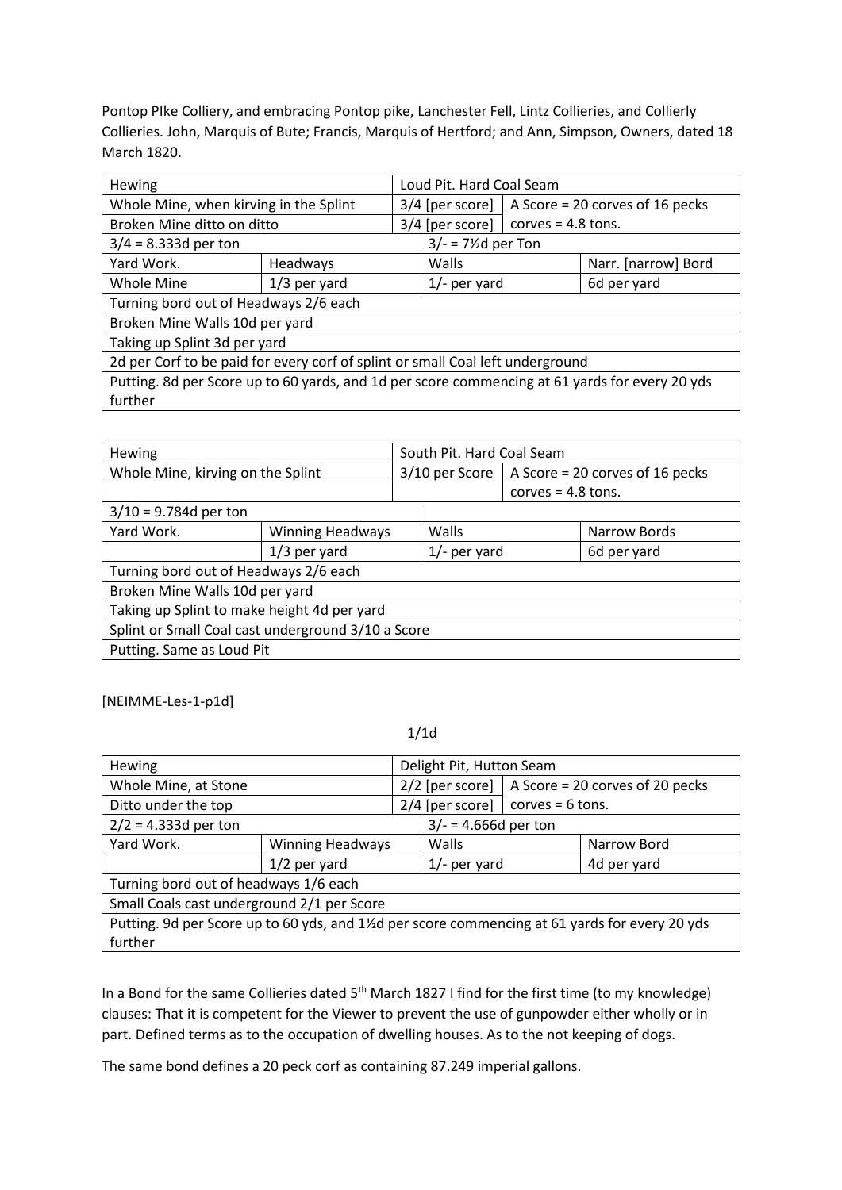Pontop PIke Colliery, and embracing Pontop pike, Lanchester Fell, Lintz Collieries, and Collierly Collieries. John, Marquis of Bute; Francis, Marquis of Hertford; and Ann, Simpson, Owners, dated 18 March 1820.

| Hewing | | Loud Pit. Hard Coal Seam | | |
|---|---|---|---|---|
| Whole Mine, when kirving in the Splint | | 3/4 [per score] | A Score = 20 corves of 16 pecks | |
| Broken Mine ditto on ditto | | 3/4 [per score] | corves = 4.8 tons. | |
| 3/4 = 8.333d per ton | | 3/- = 7½d per Ton | | |
| Yard Work. | Headways | Walls | | Narr. [narrow] Bord |
| Whole Mine | 1/3 per yard | 1/- per yard | | 6d per yard |
| Turning bord out of Headways 2/6 each | | | | |
| Broken Mine Walls 10d per yard | | | | |
| Taking up Splint 3d per yard | | | | |
| 2d per Corf to be paid for every corf of splint or small Coal left underground | | | | |
| Putting. 8d per Score up to 60 yards, and 1d per score commencing at 61 yards for every 20 yds further | | | | |

| Hewing | | South Pit. Hard Coal Seam | | |
|---|---|---|---|---|
| Whole Mine, kirving on the Splint | | 3/10 per Score | A Score = 20 corves of 16 pecks | |
| | | | corves = 4.8 tons. | |
| 3/10 = 9.784d per ton | | | | |
| Yard Work. | Winning Headways | Walls | | Narrow Bords |
| | 1/3 per yard | 1/- per yard | | 6d per yard |
| Turning bord out of Headways 2/6 each | | | | |
| Broken Mine Walls 10d per yard | | | | |
| Taking up Splint to make height 4d per yard | | | | |
| Splint or Small Coal cast underground 3/10 a Score | | | | |
| Putting. Same as Loud Pit | | | | |

[NEIMME-Les-1-p1d]

1/1d

| Hewing | | Delight Pit, Hutton Seam | | |
|---|---|---|---|---|
| Whole Mine, at Stone | | 2/2 [per score] | A Score = 20 corves of 20 pecks | |
| Ditto under the top | | 2/4 [per score] | corves = 6 tons. | |
| 2/2 = 4.333d per ton | | 3/- = 4.666d per ton | | |
| Yard Work. | Winning Headways | Walls | | Narrow Bord |
| | 1/2 per yard | 1/- per yard | | 4d per yard |
| Turning bord out of headways 1/6 each | | | | |
| Small Coals cast underground 2/1 per Score | | | | |
| Putting. 9d per Score up to 60 yds, and 1½d per score commencing at 61 yards for every 20 yds further | | | | |

In a Bond for the same Collieries dated 5th March 1827 I find for the first time (to my knowledge) clauses: That it is competent for the Viewer to prevent the use of gunpowder either wholly or in part. Defined terms as to the occupation of dwelling houses. As to the not keeping of dogs.

The same bond defines a 20 peck corf as containing 87.249 imperial gallons.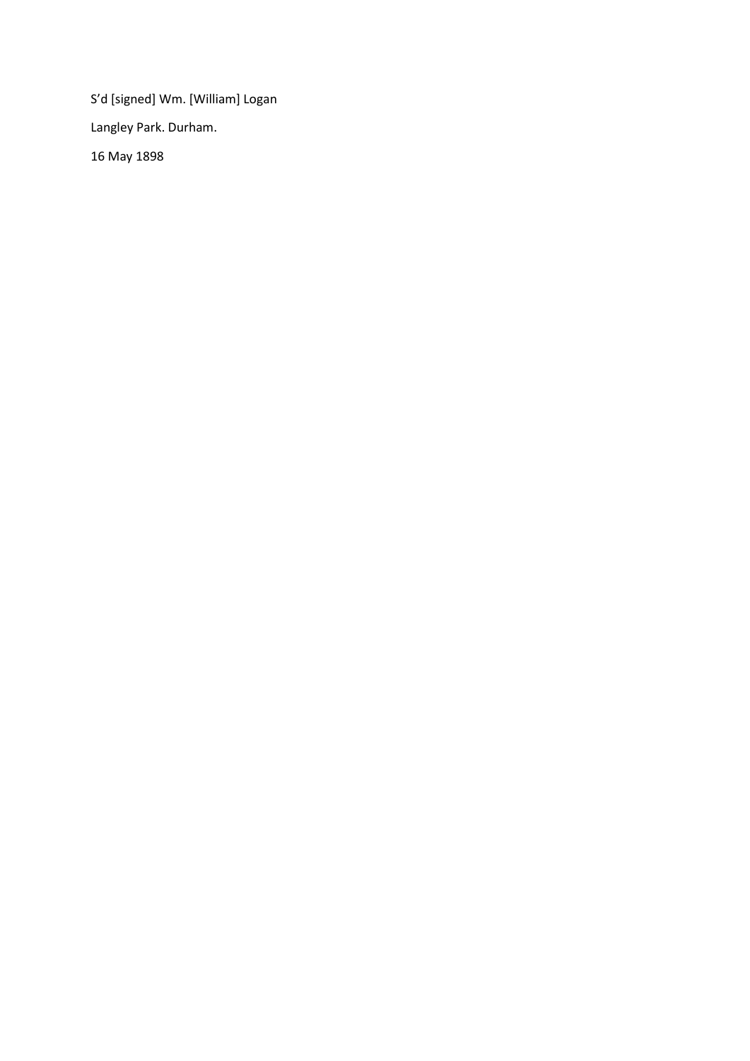S'd [signed] Wm. [William] Logan

Langley Park. Durham.

16 May 1898